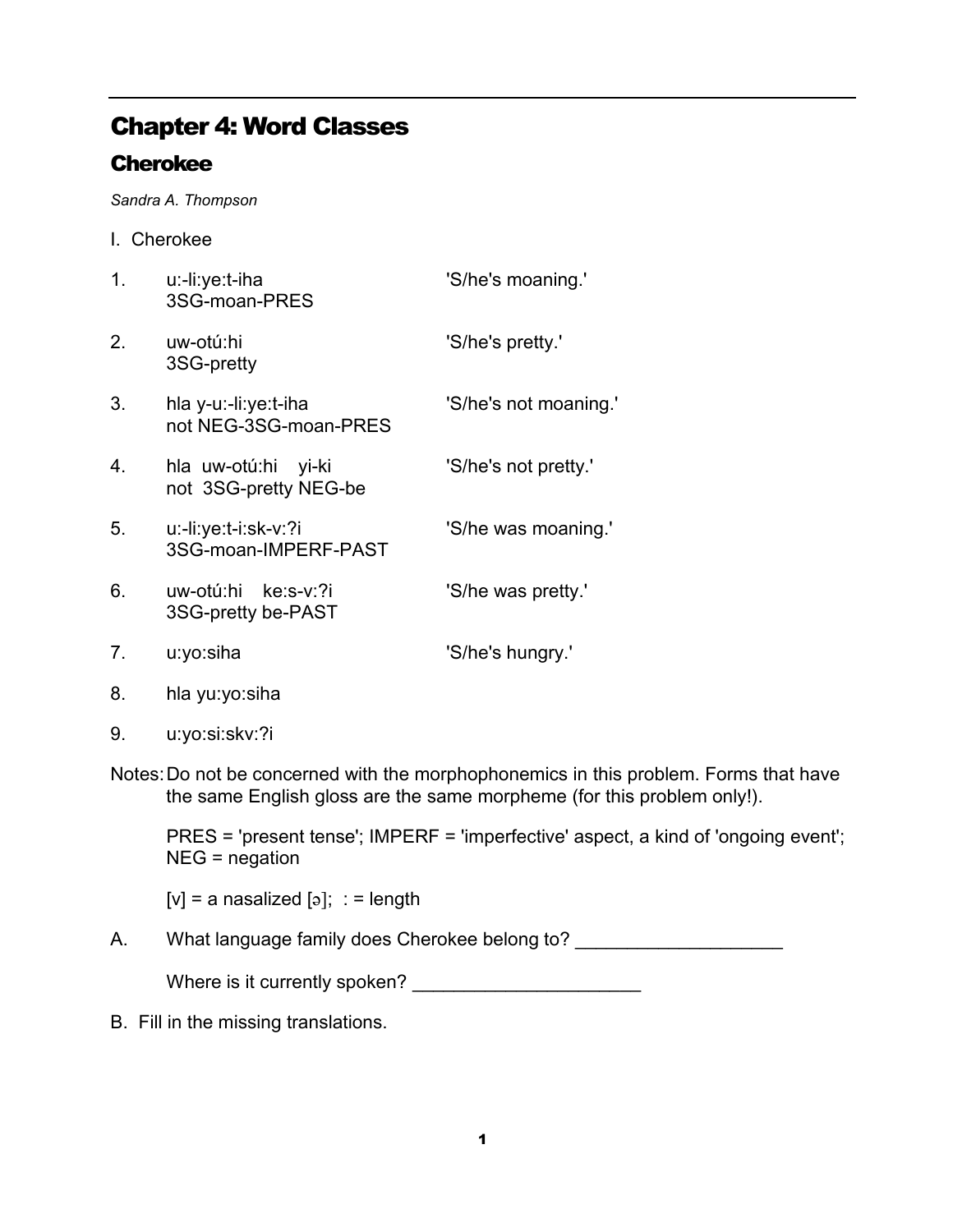# Chapter 4: Word Classes

## Cherokee

*Sandra A. Thompson*

I. Cherokee

| | | |
|---|---|---|
| 1. | u:-li:ye:t-iha<br>3SG-moan-PRES | 'S/he's moaning.' |
| 2. | uw-otú:hi<br>3SG-pretty | 'S/he's pretty.' |
| 3. | hla y-u:-li:ye:t-iha<br>not NEG-3SG-moan-PRES | 'S/he's not moaning.' |
| 4. | hla uw-otú:hi yi-ki<br>not 3SG-pretty NEG-be | 'S/he's not pretty.' |
| 5. | u:-li:ye:t-i:sk-v:?i<br>3SG-moan-IMPERF-PAST | 'S/he was moaning.' |
| 6. | uw-otú:hi ke:s-v:?i<br>3SG-pretty be-PAST | 'S/he was pretty.' |
| 7. | u:yo:siha | 'S/he's hungry.' |
| 8. | hla yu:yo:siha | |
| 9. | u:yo:si:skv:?i | |

Notes: Do not be concerned with the morphophonemics in this problem. Forms that have the same English gloss are the same morpheme (for this problem only!).

PRES = 'present tense'; IMPERF = 'imperfective' aspect, a kind of 'ongoing event'; NEG = negation

[v] = a nasalized [ə]; : = length

A. What language family does Cherokee belong to? ____________________

Where is it currently spoken? ______________________

B. Fill in the missing translations.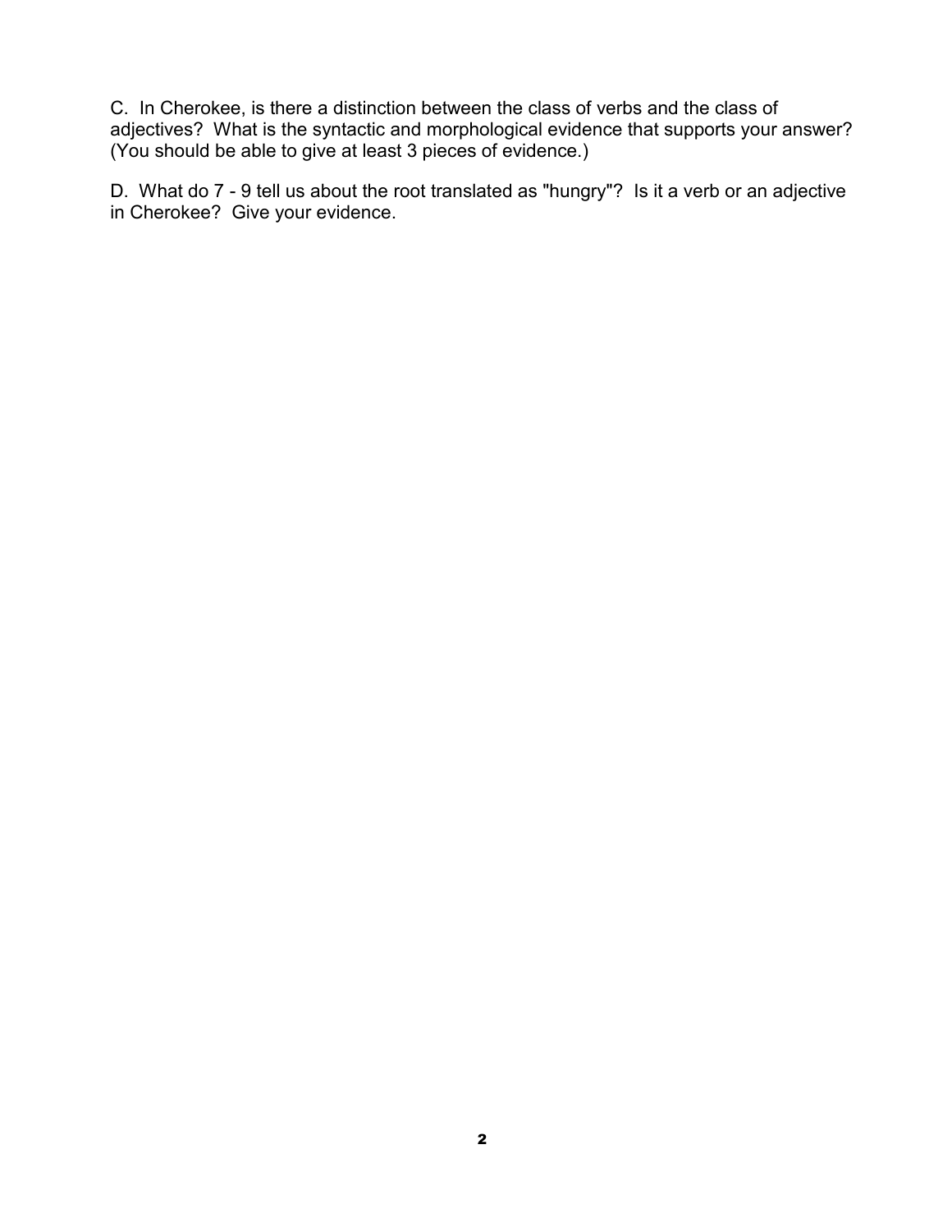C. In Cherokee, is there a distinction between the class of verbs and the class of adjectives? What is the syntactic and morphological evidence that supports your answer? (You should be able to give at least 3 pieces of evidence.)

D. What do 7 - 9 tell us about the root translated as "hungry"? Is it a verb or an adjective in Cherokee? Give your evidence.